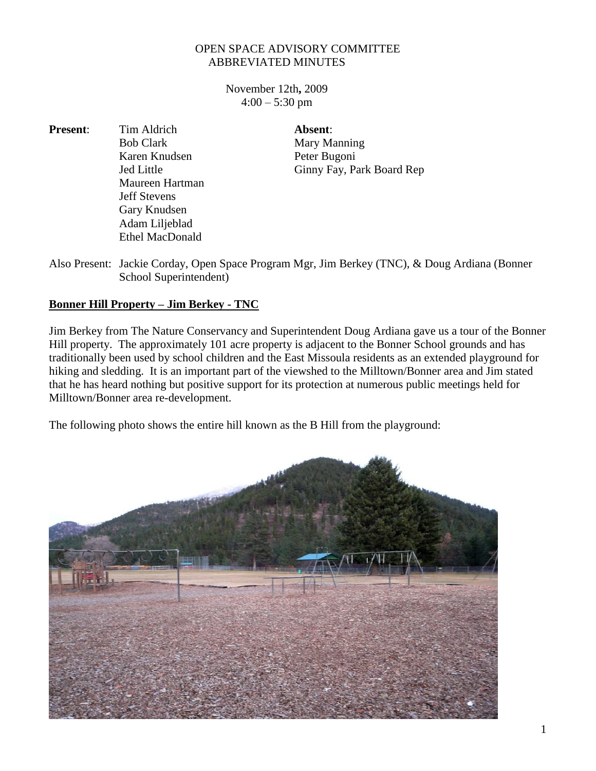OPEN SPACE ADVISORY COMMITTEE
ABBREVIATED MINUTES

November 12th**,** 2009
4:00 – 5:30 pm

| **Present**: | **Absent**: |
|---|---|
| Tim Aldrich | Mary Manning |
| Bob Clark | Peter Bugoni |
| Karen Knudsen | Ginny Fay, Park Board Rep |
| Jed Little | |
| Maureen Hartman | |
| Jeff Stevens | |
| Gary Knudsen | |
| Adam Liljeblad | |
| Ethel MacDonald | |

Also Present: Jackie Corday, Open Space Program Mgr, Jim Berkey (TNC), & Doug Ardiana (Bonner School Superintendent)

**Bonner Hill Property – Jim Berkey - TNC**

Jim Berkey from The Nature Conservancy and Superintendent Doug Ardiana gave us a tour of the Bonner Hill property. The approximately 101 acre property is adjacent to the Bonner School grounds and has traditionally been used by school children and the East Missoula residents as an extended playground for hiking and sledding. It is an important part of the viewshed to the Milltown/Bonner area and Jim stated that he has heard nothing but positive support for its protection at numerous public meetings held for Milltown/Bonner area re-development.

The following photo shows the entire hill known as the B Hill from the playground: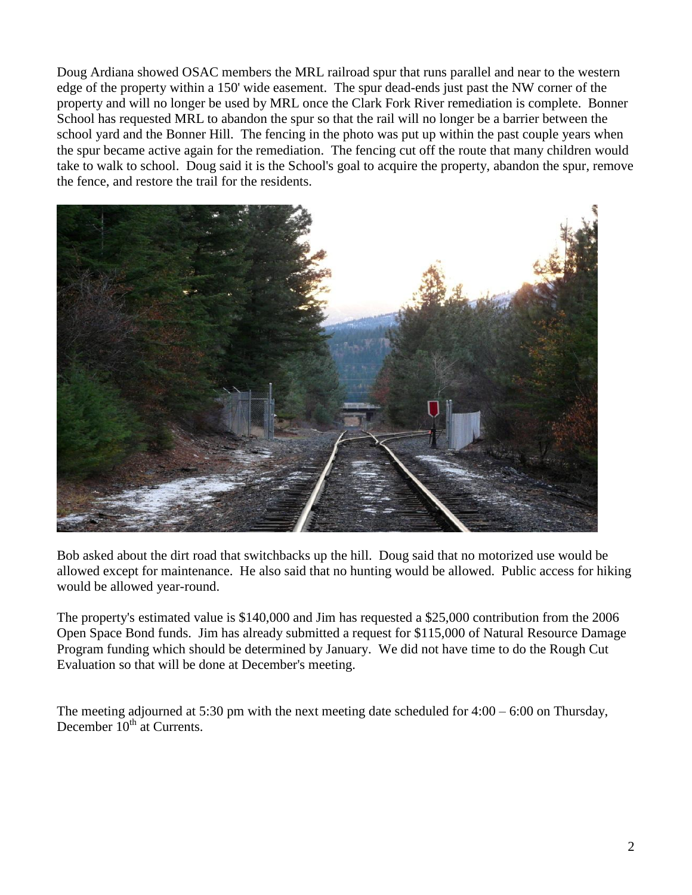Doug Ardiana showed OSAC members the MRL railroad spur that runs parallel and near to the western edge of the property within a 150' wide easement. The spur dead-ends just past the NW corner of the property and will no longer be used by MRL once the Clark Fork River remediation is complete. Bonner School has requested MRL to abandon the spur so that the rail will no longer be a barrier between the school yard and the Bonner Hill. The fencing in the photo was put up within the past couple years when the spur became active again for the remediation. The fencing cut off the route that many children would take to walk to school. Doug said it is the School's goal to acquire the property, abandon the spur, remove the fence, and restore the trail for the residents.

Bob asked about the dirt road that switchbacks up the hill. Doug said that no motorized use would be allowed except for maintenance. He also said that no hunting would be allowed. Public access for hiking would be allowed year-round.

The property's estimated value is $140,000 and Jim has requested a $25,000 contribution from the 2006 Open Space Bond funds. Jim has already submitted a request for $115,000 of Natural Resource Damage Program funding which should be determined by January. We did not have time to do the Rough Cut Evaluation so that will be done at December's meeting.

The meeting adjourned at 5:30 pm with the next meeting date scheduled for 4:00 – 6:00 on Thursday, December 10th at Currents.